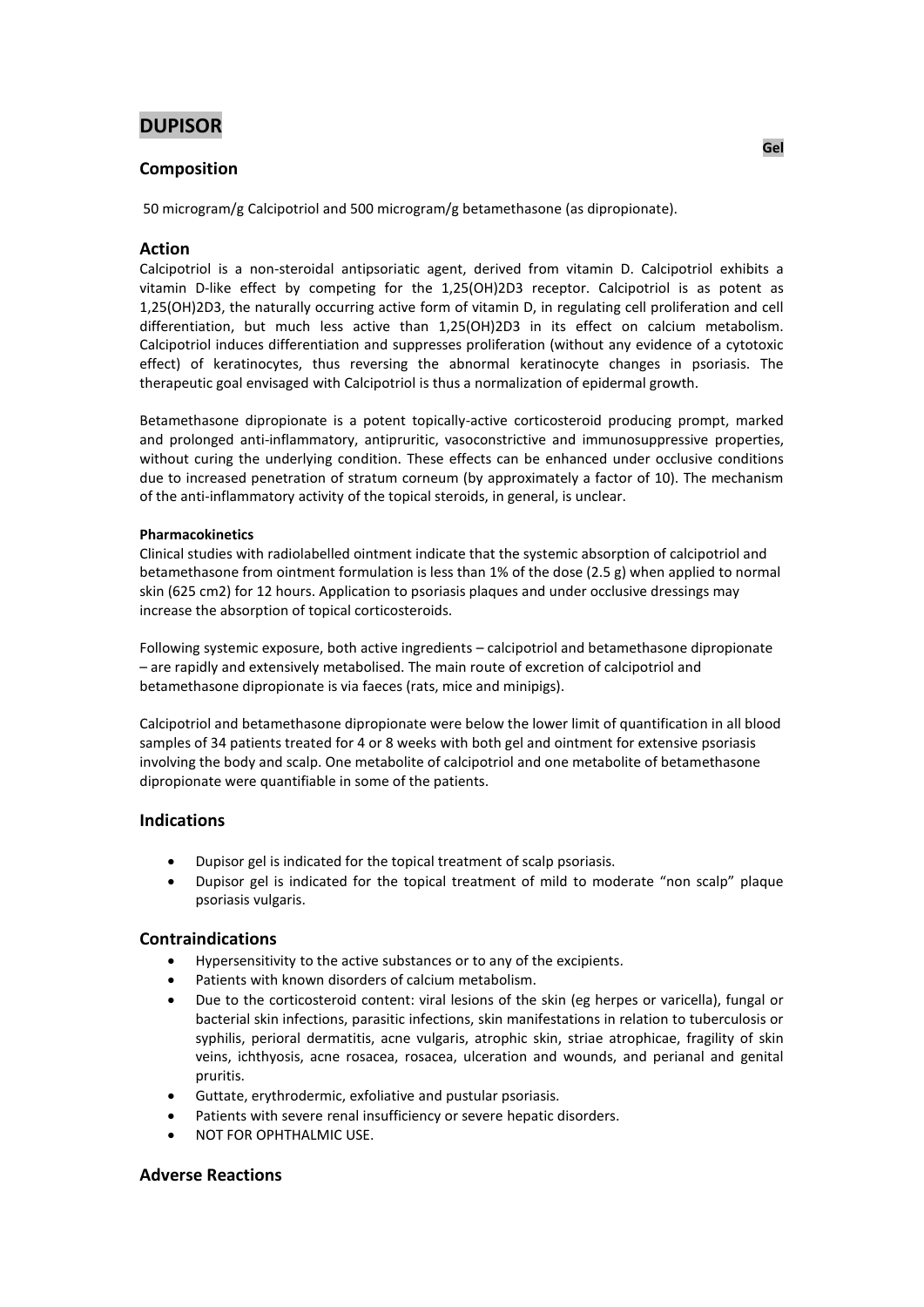# DUPISOR

Gel

## Composition

50 microgram/g Calcipotriol and 500 microgram/g betamethasone (as dipropionate).

## Action

Calcipotriol is a non-steroidal antipsoriatic agent, derived from vitamin D. Calcipotriol exhibits a vitamin D-like effect by competing for the 1,25(OH)2D3 receptor. Calcipotriol is as potent as 1,25(OH)2D3, the naturally occurring active form of vitamin D, in regulating cell proliferation and cell differentiation, but much less active than 1,25(OH)2D3 in its effect on calcium metabolism. Calcipotriol induces differentiation and suppresses proliferation (without any evidence of a cytotoxic effect) of keratinocytes, thus reversing the abnormal keratinocyte changes in psoriasis. The therapeutic goal envisaged with Calcipotriol is thus a normalization of epidermal growth.

Betamethasone dipropionate is a potent topically-active corticosteroid producing prompt, marked and prolonged anti-inflammatory, antipruritic, vasoconstrictive and immunosuppressive properties, without curing the underlying condition. These effects can be enhanced under occlusive conditions due to increased penetration of stratum corneum (by approximately a factor of 10). The mechanism of the anti-inflammatory activity of the topical steroids, in general, is unclear.

#### Pharmacokinetics

Clinical studies with radiolabelled ointment indicate that the systemic absorption of calcipotriol and betamethasone from ointment formulation is less than 1% of the dose (2.5 g) when applied to normal skin (625 cm2) for 12 hours. Application to psoriasis plaques and under occlusive dressings may increase the absorption of topical corticosteroids.

Following systemic exposure, both active ingredients – calcipotriol and betamethasone dipropionate – are rapidly and extensively metabolised. The main route of excretion of calcipotriol and betamethasone dipropionate is via faeces (rats, mice and minipigs).

Calcipotriol and betamethasone dipropionate were below the lower limit of quantification in all blood samples of 34 patients treated for 4 or 8 weeks with both gel and ointment for extensive psoriasis involving the body and scalp. One metabolite of calcipotriol and one metabolite of betamethasone dipropionate were quantifiable in some of the patients.

## Indications

- Dupisor gel is indicated for the topical treatment of scalp psoriasis.
- Dupisor gel is indicated for the topical treatment of mild to moderate "non scalp" plaque psoriasis vulgaris.

## Contraindications

- Hypersensitivity to the active substances or to any of the excipients.
- Patients with known disorders of calcium metabolism.
- Due to the corticosteroid content: viral lesions of the skin (eg herpes or varicella), fungal or bacterial skin infections, parasitic infections, skin manifestations in relation to tuberculosis or syphilis, perioral dermatitis, acne vulgaris, atrophic skin, striae atrophicae, fragility of skin veins, ichthyosis, acne rosacea, rosacea, ulceration and wounds, and perianal and genital pruritis.
- Guttate, erythrodermic, exfoliative and pustular psoriasis.
- Patients with severe renal insufficiency or severe hepatic disorders.
- NOT FOR OPHTHALMIC USE.

## Adverse Reactions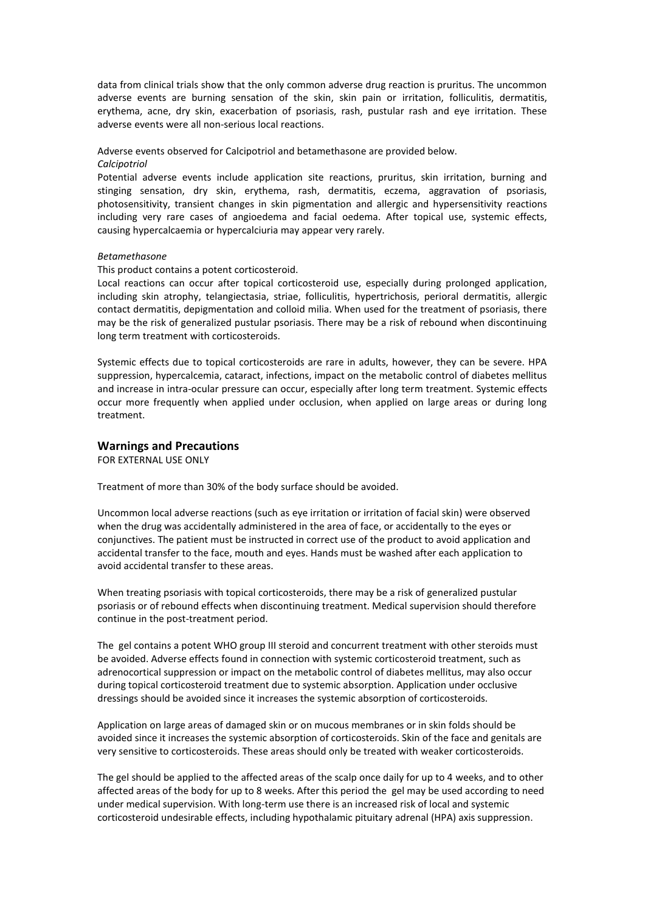data from clinical trials show that the only common adverse drug reaction is pruritus. The uncommon adverse events are burning sensation of the skin, skin pain or irritation, folliculitis, dermatitis, erythema, acne, dry skin, exacerbation of psoriasis, rash, pustular rash and eye irritation. These adverse events were all non-serious local reactions.

Adverse events observed for Calcipotriol and betamethasone are provided below.

*Calcipotriol*

Potential adverse events include application site reactions, pruritus, skin irritation, burning and stinging sensation, dry skin, erythema, rash, dermatitis, eczema, aggravation of psoriasis, photosensitivity, transient changes in skin pigmentation and allergic and hypersensitivity reactions including very rare cases of angioedema and facial oedema. After topical use, systemic effects, causing hypercalcaemia or hypercalciuria may appear very rarely.

*Betamethasone*

This product contains a potent corticosteroid.

Local reactions can occur after topical corticosteroid use, especially during prolonged application, including skin atrophy, telangiectasia, striae, folliculitis, hypertrichosis, perioral dermatitis, allergic contact dermatitis, depigmentation and colloid milia. When used for the treatment of psoriasis, there may be the risk of generalized pustular psoriasis. There may be a risk of rebound when discontinuing long term treatment with corticosteroids.

Systemic effects due to topical corticosteroids are rare in adults, however, they can be severe. HPA suppression, hypercalcemia, cataract, infections, impact on the metabolic control of diabetes mellitus and increase in intra-ocular pressure can occur, especially after long term treatment. Systemic effects occur more frequently when applied under occlusion, when applied on large areas or during long treatment.

## Warnings and Precautions

FOR EXTERNAL USE ONLY

Treatment of more than 30% of the body surface should be avoided.

Uncommon local adverse reactions (such as eye irritation or irritation of facial skin) were observed when the drug was accidentally administered in the area of face, or accidentally to the eyes or conjunctives. The patient must be instructed in correct use of the product to avoid application and accidental transfer to the face, mouth and eyes. Hands must be washed after each application to avoid accidental transfer to these areas.

When treating psoriasis with topical corticosteroids, there may be a risk of generalized pustular psoriasis or of rebound effects when discontinuing treatment. Medical supervision should therefore continue in the post-treatment period.

The gel contains a potent WHO group III steroid and concurrent treatment with other steroids must be avoided. Adverse effects found in connection with systemic corticosteroid treatment, such as adrenocortical suppression or impact on the metabolic control of diabetes mellitus, may also occur during topical corticosteroid treatment due to systemic absorption. Application under occlusive dressings should be avoided since it increases the systemic absorption of corticosteroids.

Application on large areas of damaged skin or on mucous membranes or in skin folds should be avoided since it increases the systemic absorption of corticosteroids. Skin of the face and genitals are very sensitive to corticosteroids. These areas should only be treated with weaker corticosteroids.

The gel should be applied to the affected areas of the scalp once daily for up to 4 weeks, and to other affected areas of the body for up to 8 weeks. After this period the gel may be used according to need under medical supervision. With long-term use there is an increased risk of local and systemic corticosteroid undesirable effects, including hypothalamic pituitary adrenal (HPA) axis suppression.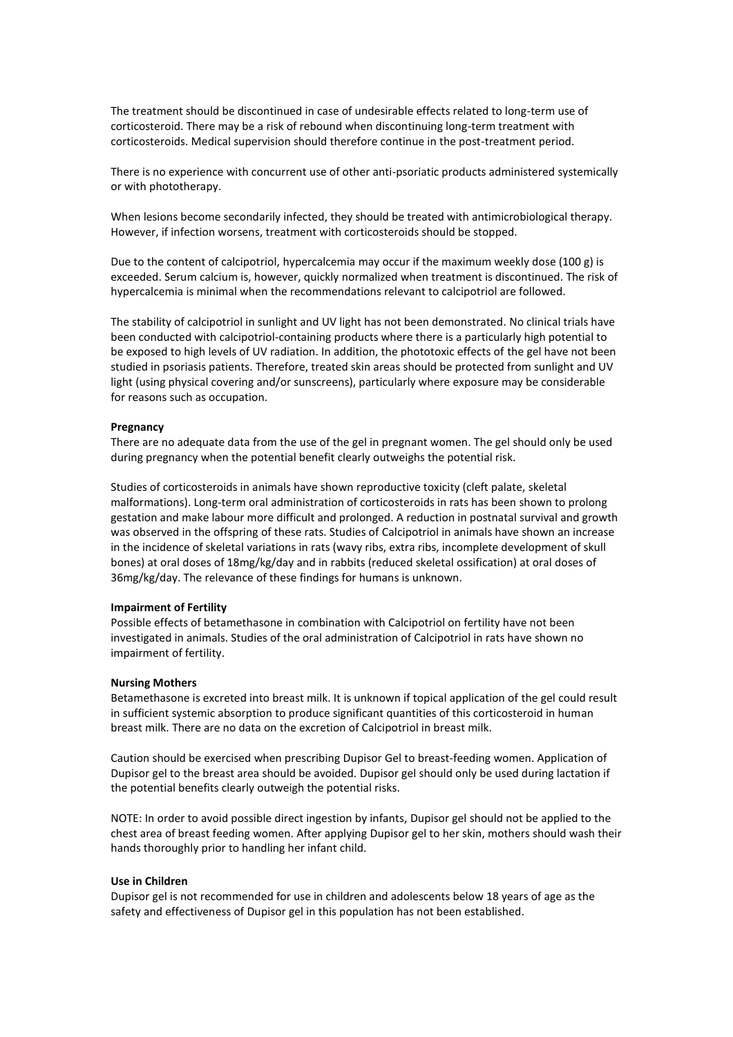The treatment should be discontinued in case of undesirable effects related to long-term use of corticosteroid. There may be a risk of rebound when discontinuing long-term treatment with corticosteroids. Medical supervision should therefore continue in the post-treatment period.

There is no experience with concurrent use of other anti-psoriatic products administered systemically or with phototherapy.

When lesions become secondarily infected, they should be treated with antimicrobiological therapy. However, if infection worsens, treatment with corticosteroids should be stopped.

Due to the content of calcipotriol, hypercalcemia may occur if the maximum weekly dose (100 g) is exceeded. Serum calcium is, however, quickly normalized when treatment is discontinued. The risk of hypercalcemia is minimal when the recommendations relevant to calcipotriol are followed.

The stability of calcipotriol in sunlight and UV light has not been demonstrated. No clinical trials have been conducted with calcipotriol-containing products where there is a particularly high potential to be exposed to high levels of UV radiation. In addition, the phototoxic effects of the gel have not been studied in psoriasis patients. Therefore, treated skin areas should be protected from sunlight and UV light (using physical covering and/or sunscreens), particularly where exposure may be considerable for reasons such as occupation.

**Pregnancy**
There are no adequate data from the use of the gel in pregnant women. The gel should only be used during pregnancy when the potential benefit clearly outweighs the potential risk.

Studies of corticosteroids in animals have shown reproductive toxicity (cleft palate, skeletal malformations). Long-term oral administration of corticosteroids in rats has been shown to prolong gestation and make labour more difficult and prolonged. A reduction in postnatal survival and growth was observed in the offspring of these rats. Studies of Calcipotriol in animals have shown an increase in the incidence of skeletal variations in rats (wavy ribs, extra ribs, incomplete development of skull bones) at oral doses of 18mg/kg/day and in rabbits (reduced skeletal ossification) at oral doses of 36mg/kg/day. The relevance of these findings for humans is unknown.

**Impairment of Fertility**
Possible effects of betamethasone in combination with Calcipotriol on fertility have not been investigated in animals. Studies of the oral administration of Calcipotriol in rats have shown no impairment of fertility.

**Nursing Mothers**
Betamethasone is excreted into breast milk. It is unknown if topical application of the gel could result in sufficient systemic absorption to produce significant quantities of this corticosteroid in human breast milk. There are no data on the excretion of Calcipotriol in breast milk.

Caution should be exercised when prescribing Dupisor Gel to breast-feeding women. Application of Dupisor gel to the breast area should be avoided. Dupisor gel should only be used during lactation if the potential benefits clearly outweigh the potential risks.

NOTE: In order to avoid possible direct ingestion by infants, Dupisor gel should not be applied to the chest area of breast feeding women. After applying Dupisor gel to her skin, mothers should wash their hands thoroughly prior to handling her infant child.

**Use in Children**
Dupisor gel is not recommended for use in children and adolescents below 18 years of age as the safety and effectiveness of Dupisor gel in this population has not been established.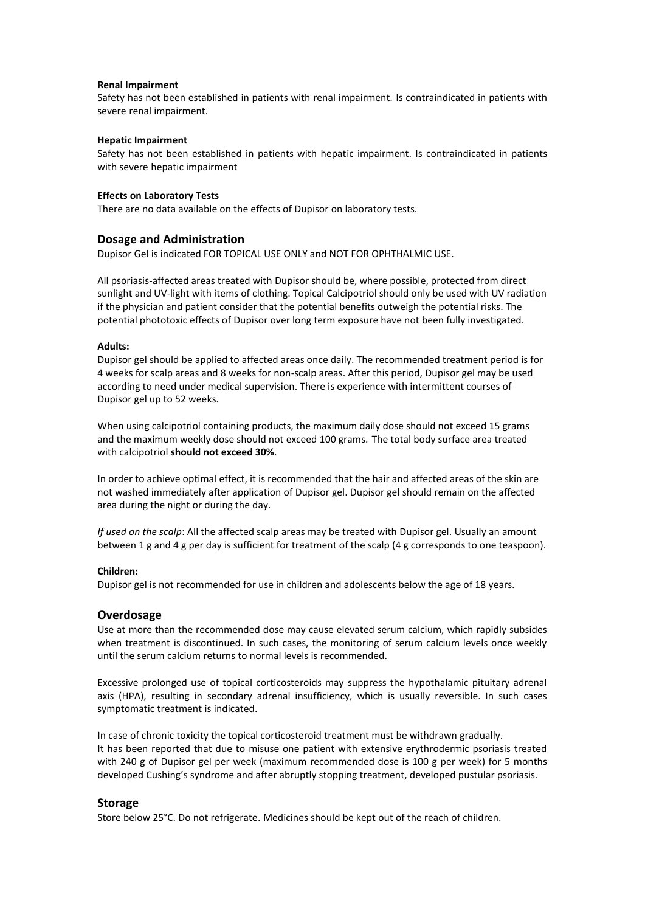**Renal Impairment**

Safety has not been established in patients with renal impairment. Is contraindicated in patients with severe renal impairment.

**Hepatic Impairment**

Safety has not been established in patients with hepatic impairment. Is contraindicated in patients with severe hepatic impairment

**Effects on Laboratory Tests**

There are no data available on the effects of Dupisor on laboratory tests.

## Dosage and Administration

Dupisor Gel is indicated FOR TOPICAL USE ONLY and NOT FOR OPHTHALMIC USE.

All psoriasis-affected areas treated with Dupisor should be, where possible, protected from direct sunlight and UV-light with items of clothing. Topical Calcipotriol should only be used with UV radiation if the physician and patient consider that the potential benefits outweigh the potential risks. The potential phototoxic effects of Dupisor over long term exposure have not been fully investigated.

**Adults:**

Dupisor gel should be applied to affected areas once daily. The recommended treatment period is for 4 weeks for scalp areas and 8 weeks for non-scalp areas. After this period, Dupisor gel may be used according to need under medical supervision. There is experience with intermittent courses of Dupisor gel up to 52 weeks.

When using calcipotriol containing products, the maximum daily dose should not exceed 15 grams and the maximum weekly dose should not exceed 100 grams. The total body surface area treated with calcipotriol **should not exceed 30%**.

In order to achieve optimal effect, it is recommended that the hair and affected areas of the skin are not washed immediately after application of Dupisor gel. Dupisor gel should remain on the affected area during the night or during the day.

*If used on the scalp*: All the affected scalp areas may be treated with Dupisor gel. Usually an amount between 1 g and 4 g per day is sufficient for treatment of the scalp (4 g corresponds to one teaspoon).

**Children:**

Dupisor gel is not recommended for use in children and adolescents below the age of 18 years.

## Overdosage

Use at more than the recommended dose may cause elevated serum calcium, which rapidly subsides when treatment is discontinued. In such cases, the monitoring of serum calcium levels once weekly until the serum calcium returns to normal levels is recommended.

Excessive prolonged use of topical corticosteroids may suppress the hypothalamic pituitary adrenal axis (HPA), resulting in secondary adrenal insufficiency, which is usually reversible. In such cases symptomatic treatment is indicated.

In case of chronic toxicity the topical corticosteroid treatment must be withdrawn gradually.
It has been reported that due to misuse one patient with extensive erythrodermic psoriasis treated with 240 g of Dupisor gel per week (maximum recommended dose is 100 g per week) for 5 months developed Cushing's syndrome and after abruptly stopping treatment, developed pustular psoriasis.

## Storage

Store below 25°C. Do not refrigerate. Medicines should be kept out of the reach of children.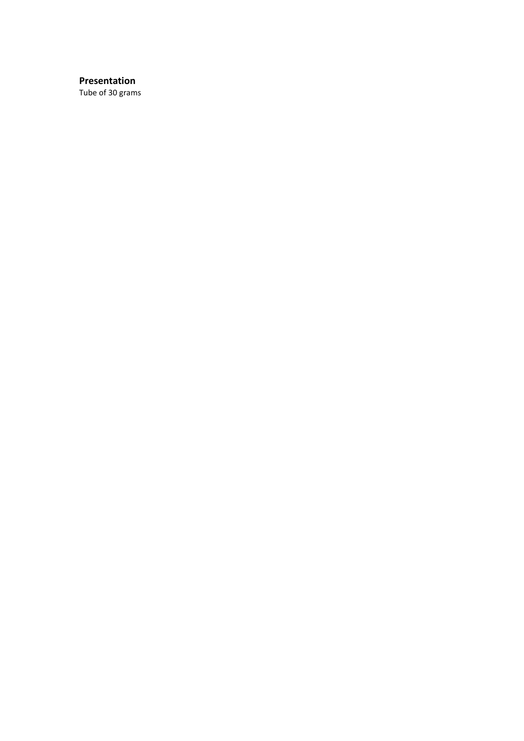**Presentation**

Tube of 30 grams